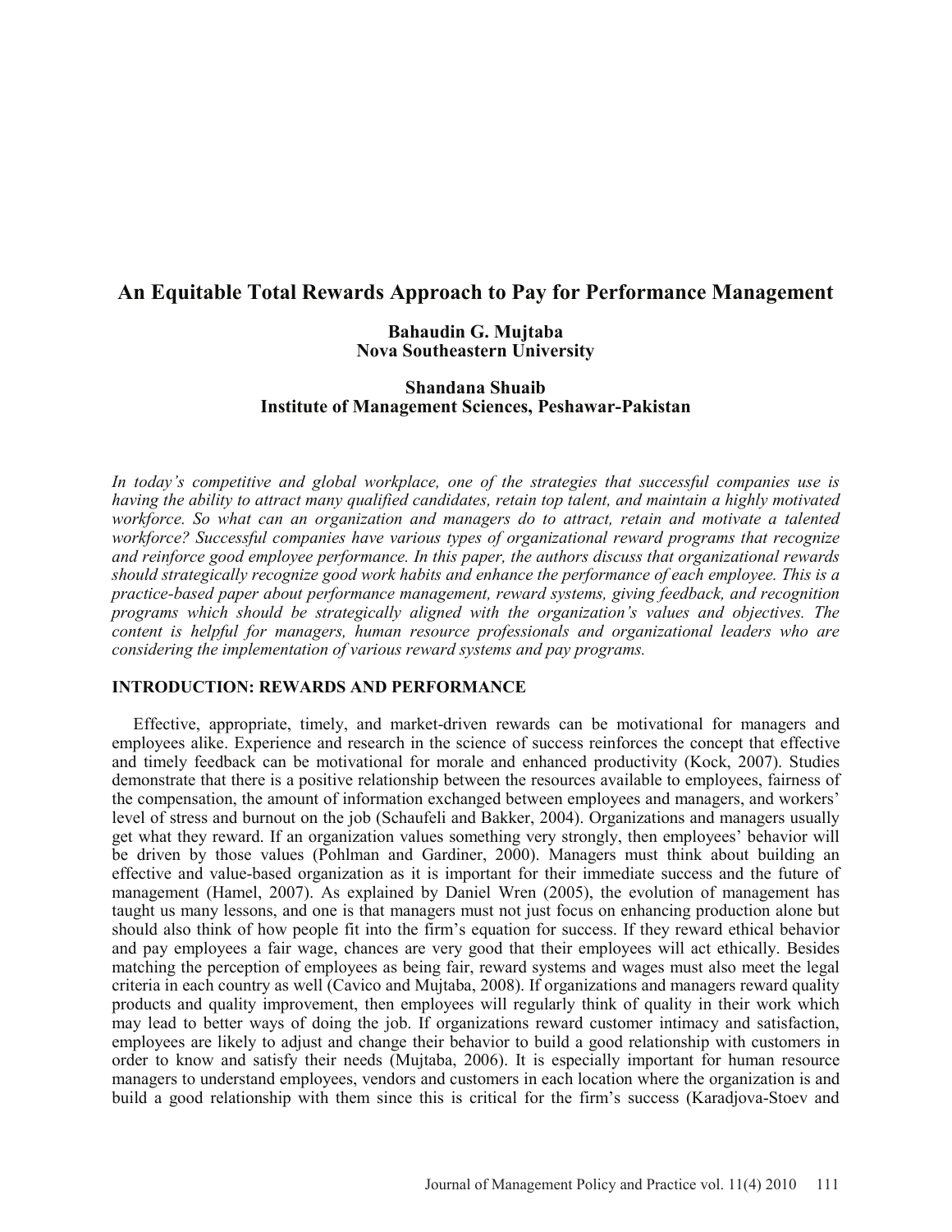# An Equitable Total Rewards Approach to Pay for Performance Management

**Bahaudin G. Mujtaba**
**Nova Southeastern University**

**Shandana Shuaib**
**Institute of Management Sciences, Peshawar-Pakistan**

*In today's competitive and global workplace, one of the strategies that successful companies use is having the ability to attract many qualified candidates, retain top talent, and maintain a highly motivated workforce. So what can an organization and managers do to attract, retain and motivate a talented workforce? Successful companies have various types of organizational reward programs that recognize and reinforce good employee performance. In this paper, the authors discuss that organizational rewards should strategically recognize good work habits and enhance the performance of each employee. This is a practice-based paper about performance management, reward systems, giving feedback, and recognition programs which should be strategically aligned with the organization's values and objectives. The content is helpful for managers, human resource professionals and organizational leaders who are considering the implementation of various reward systems and pay programs.*

## INTRODUCTION: REWARDS AND PERFORMANCE

Effective, appropriate, timely, and market-driven rewards can be motivational for managers and employees alike. Experience and research in the science of success reinforces the concept that effective and timely feedback can be motivational for morale and enhanced productivity (Kock, 2007). Studies demonstrate that there is a positive relationship between the resources available to employees, fairness of the compensation, the amount of information exchanged between employees and managers, and workers' level of stress and burnout on the job (Schaufeli and Bakker, 2004). Organizations and managers usually get what they reward. If an organization values something very strongly, then employees' behavior will be driven by those values (Pohlman and Gardiner, 2000). Managers must think about building an effective and value-based organization as it is important for their immediate success and the future of management (Hamel, 2007). As explained by Daniel Wren (2005), the evolution of management has taught us many lessons, and one is that managers must not just focus on enhancing production alone but should also think of how people fit into the firm's equation for success. If they reward ethical behavior and pay employees a fair wage, chances are very good that their employees will act ethically. Besides matching the perception of employees as being fair, reward systems and wages must also meet the legal criteria in each country as well (Cavico and Mujtaba, 2008). If organizations and managers reward quality products and quality improvement, then employees will regularly think of quality in their work which may lead to better ways of doing the job. If organizations reward customer intimacy and satisfaction, employees are likely to adjust and change their behavior to build a good relationship with customers in order to know and satisfy their needs (Mujtaba, 2006). It is especially important for human resource managers to understand employees, vendors and customers in each location where the organization is and build a good relationship with them since this is critical for the firm's success (Karadjova-Stoev and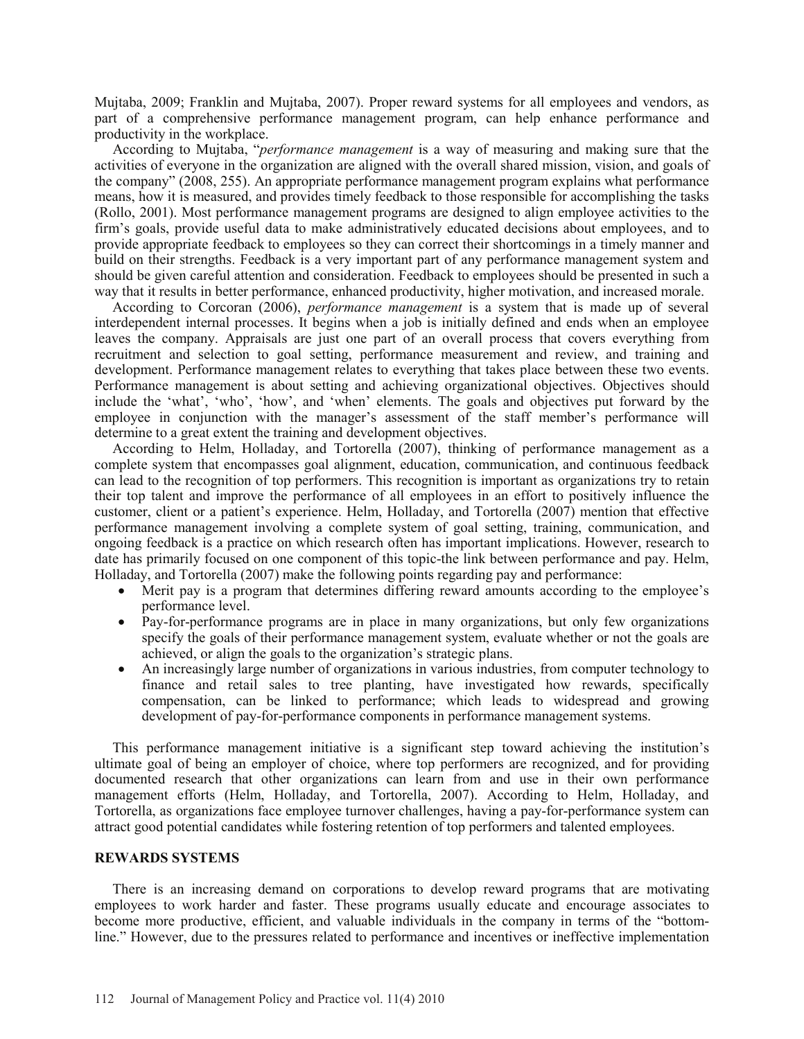Mujtaba, 2009; Franklin and Mujtaba, 2007). Proper reward systems for all employees and vendors, as part of a comprehensive performance management program, can help enhance performance and productivity in the workplace.

According to Mujtaba, "*performance management* is a way of measuring and making sure that the activities of everyone in the organization are aligned with the overall shared mission, vision, and goals of the company" (2008, 255). An appropriate performance management program explains what performance means, how it is measured, and provides timely feedback to those responsible for accomplishing the tasks (Rollo, 2001). Most performance management programs are designed to align employee activities to the firm's goals, provide useful data to make administratively educated decisions about employees, and to provide appropriate feedback to employees so they can correct their shortcomings in a timely manner and build on their strengths. Feedback is a very important part of any performance management system and should be given careful attention and consideration. Feedback to employees should be presented in such a way that it results in better performance, enhanced productivity, higher motivation, and increased morale.

According to Corcoran (2006), *performance management* is a system that is made up of several interdependent internal processes. It begins when a job is initially defined and ends when an employee leaves the company. Appraisals are just one part of an overall process that covers everything from recruitment and selection to goal setting, performance measurement and review, and training and development. Performance management relates to everything that takes place between these two events. Performance management is about setting and achieving organizational objectives. Objectives should include the 'what', 'who', 'how', and 'when' elements. The goals and objectives put forward by the employee in conjunction with the manager's assessment of the staff member's performance will determine to a great extent the training and development objectives.

According to Helm, Holladay, and Tortorella (2007), thinking of performance management as a complete system that encompasses goal alignment, education, communication, and continuous feedback can lead to the recognition of top performers. This recognition is important as organizations try to retain their top talent and improve the performance of all employees in an effort to positively influence the customer, client or a patient's experience. Helm, Holladay, and Tortorella (2007) mention that effective performance management involving a complete system of goal setting, training, communication, and ongoing feedback is a practice on which research often has important implications. However, research to date has primarily focused on one component of this topic-the link between performance and pay. Helm, Holladay, and Tortorella (2007) make the following points regarding pay and performance:

- Merit pay is a program that determines differing reward amounts according to the employee's performance level.
- Pay-for-performance programs are in place in many organizations, but only few organizations specify the goals of their performance management system, evaluate whether or not the goals are achieved, or align the goals to the organization's strategic plans.
- An increasingly large number of organizations in various industries, from computer technology to finance and retail sales to tree planting, have investigated how rewards, specifically compensation, can be linked to performance; which leads to widespread and growing development of pay-for-performance components in performance management systems.

This performance management initiative is a significant step toward achieving the institution's ultimate goal of being an employer of choice, where top performers are recognized, and for providing documented research that other organizations can learn from and use in their own performance management efforts (Helm, Holladay, and Tortorella, 2007). According to Helm, Holladay, and Tortorella, as organizations face employee turnover challenges, having a pay-for-performance system can attract good potential candidates while fostering retention of top performers and talented employees.

## REWARDS SYSTEMS

There is an increasing demand on corporations to develop reward programs that are motivating employees to work harder and faster. These programs usually educate and encourage associates to become more productive, efficient, and valuable individuals in the company in terms of the "bottom-line." However, due to the pressures related to performance and incentives or ineffective implementation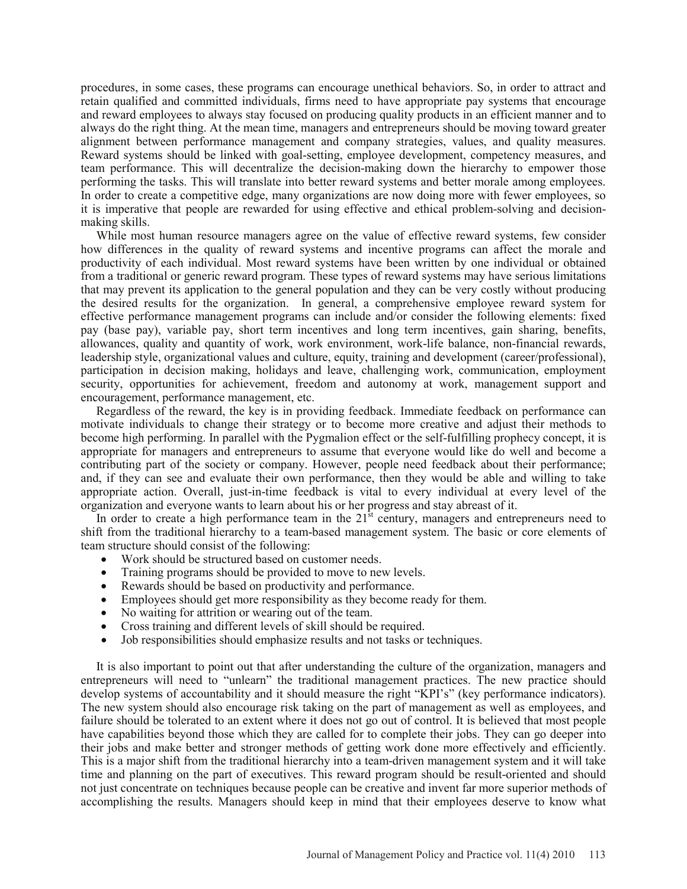procedures, in some cases, these programs can encourage unethical behaviors. So, in order to attract and retain qualified and committed individuals, firms need to have appropriate pay systems that encourage and reward employees to always stay focused on producing quality products in an efficient manner and to always do the right thing. At the mean time, managers and entrepreneurs should be moving toward greater alignment between performance management and company strategies, values, and quality measures. Reward systems should be linked with goal-setting, employee development, competency measures, and team performance. This will decentralize the decision-making down the hierarchy to empower those performing the tasks. This will translate into better reward systems and better morale among employees. In order to create a competitive edge, many organizations are now doing more with fewer employees, so it is imperative that people are rewarded for using effective and ethical problem-solving and decision-making skills.

While most human resource managers agree on the value of effective reward systems, few consider how differences in the quality of reward systems and incentive programs can affect the morale and productivity of each individual. Most reward systems have been written by one individual or obtained from a traditional or generic reward program. These types of reward systems may have serious limitations that may prevent its application to the general population and they can be very costly without producing the desired results for the organization. In general, a comprehensive employee reward system for effective performance management programs can include and/or consider the following elements: fixed pay (base pay), variable pay, short term incentives and long term incentives, gain sharing, benefits, allowances, quality and quantity of work, work environment, work-life balance, non-financial rewards, leadership style, organizational values and culture, equity, training and development (career/professional), participation in decision making, holidays and leave, challenging work, communication, employment security, opportunities for achievement, freedom and autonomy at work, management support and encouragement, performance management, etc.

Regardless of the reward, the key is in providing feedback. Immediate feedback on performance can motivate individuals to change their strategy or to become more creative and adjust their methods to become high performing. In parallel with the Pygmalion effect or the self-fulfilling prophecy concept, it is appropriate for managers and entrepreneurs to assume that everyone would like do well and become a contributing part of the society or company. However, people need feedback about their performance; and, if they can see and evaluate their own performance, then they would be able and willing to take appropriate action. Overall, just-in-time feedback is vital to every individual at every level of the organization and everyone wants to learn about his or her progress and stay abreast of it.

In order to create a high performance team in the 21st century, managers and entrepreneurs need to shift from the traditional hierarchy to a team-based management system. The basic or core elements of team structure should consist of the following:

- Work should be structured based on customer needs.
- Training programs should be provided to move to new levels.
- Rewards should be based on productivity and performance.
- Employees should get more responsibility as they become ready for them.
- No waiting for attrition or wearing out of the team.
- Cross training and different levels of skill should be required.
- Job responsibilities should emphasize results and not tasks or techniques.

It is also important to point out that after understanding the culture of the organization, managers and entrepreneurs will need to "unlearn" the traditional management practices. The new practice should develop systems of accountability and it should measure the right "KPI's" (key performance indicators). The new system should also encourage risk taking on the part of management as well as employees, and failure should be tolerated to an extent where it does not go out of control. It is believed that most people have capabilities beyond those which they are called for to complete their jobs. They can go deeper into their jobs and make better and stronger methods of getting work done more effectively and efficiently. This is a major shift from the traditional hierarchy into a team-driven management system and it will take time and planning on the part of executives. This reward program should be result-oriented and should not just concentrate on techniques because people can be creative and invent far more superior methods of accomplishing the results. Managers should keep in mind that their employees deserve to know what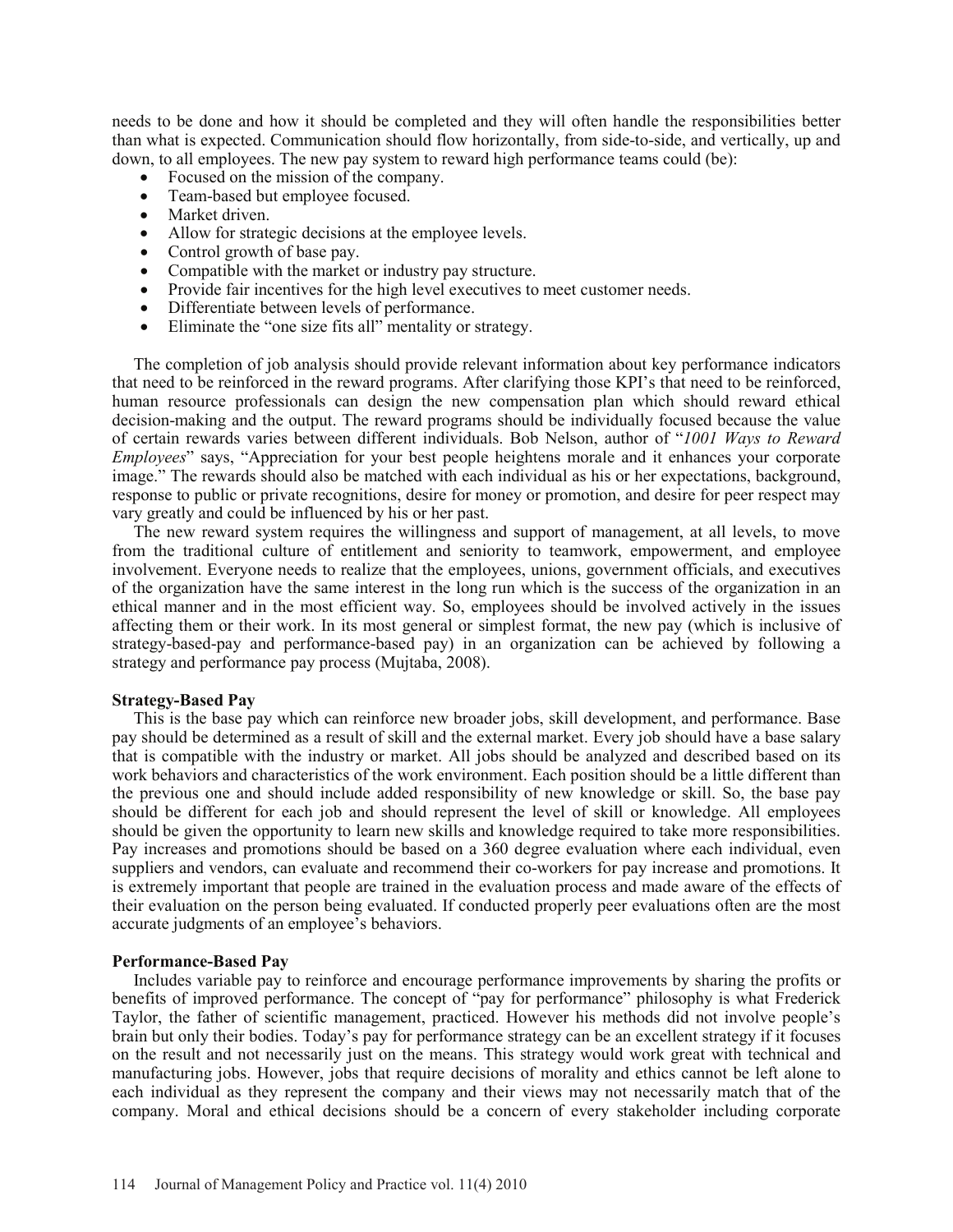needs to be done and how it should be completed and they will often handle the responsibilities better than what is expected. Communication should flow horizontally, from side-to-side, and vertically, up and down, to all employees. The new pay system to reward high performance teams could (be):

- Focused on the mission of the company.
- Team-based but employee focused.
- Market driven.
- Allow for strategic decisions at the employee levels.
- Control growth of base pay.
- Compatible with the market or industry pay structure.
- Provide fair incentives for the high level executives to meet customer needs.
- Differentiate between levels of performance.
- Eliminate the "one size fits all" mentality or strategy.

The completion of job analysis should provide relevant information about key performance indicators that need to be reinforced in the reward programs. After clarifying those KPI's that need to be reinforced, human resource professionals can design the new compensation plan which should reward ethical decision-making and the output. The reward programs should be individually focused because the value of certain rewards varies between different individuals. Bob Nelson, author of "*1001 Ways to Reward Employees*" says, "Appreciation for your best people heightens morale and it enhances your corporate image." The rewards should also be matched with each individual as his or her expectations, background, response to public or private recognitions, desire for money or promotion, and desire for peer respect may vary greatly and could be influenced by his or her past.

The new reward system requires the willingness and support of management, at all levels, to move from the traditional culture of entitlement and seniority to teamwork, empowerment, and employee involvement. Everyone needs to realize that the employees, unions, government officials, and executives of the organization have the same interest in the long run which is the success of the organization in an ethical manner and in the most efficient way. So, employees should be involved actively in the issues affecting them or their work. In its most general or simplest format, the new pay (which is inclusive of strategy-based-pay and performance-based pay) in an organization can be achieved by following a strategy and performance pay process (Mujtaba, 2008).

**Strategy-Based Pay**

This is the base pay which can reinforce new broader jobs, skill development, and performance. Base pay should be determined as a result of skill and the external market. Every job should have a base salary that is compatible with the industry or market. All jobs should be analyzed and described based on its work behaviors and characteristics of the work environment. Each position should be a little different than the previous one and should include added responsibility of new knowledge or skill. So, the base pay should be different for each job and should represent the level of skill or knowledge. All employees should be given the opportunity to learn new skills and knowledge required to take more responsibilities. Pay increases and promotions should be based on a 360 degree evaluation where each individual, even suppliers and vendors, can evaluate and recommend their co-workers for pay increase and promotions. It is extremely important that people are trained in the evaluation process and made aware of the effects of their evaluation on the person being evaluated. If conducted properly peer evaluations often are the most accurate judgments of an employee's behaviors.

**Performance-Based Pay**

Includes variable pay to reinforce and encourage performance improvements by sharing the profits or benefits of improved performance. The concept of "pay for performance" philosophy is what Frederick Taylor, the father of scientific management, practiced. However his methods did not involve people's brain but only their bodies. Today's pay for performance strategy can be an excellent strategy if it focuses on the result and not necessarily just on the means. This strategy would work great with technical and manufacturing jobs. However, jobs that require decisions of morality and ethics cannot be left alone to each individual as they represent the company and their views may not necessarily match that of the company. Moral and ethical decisions should be a concern of every stakeholder including corporate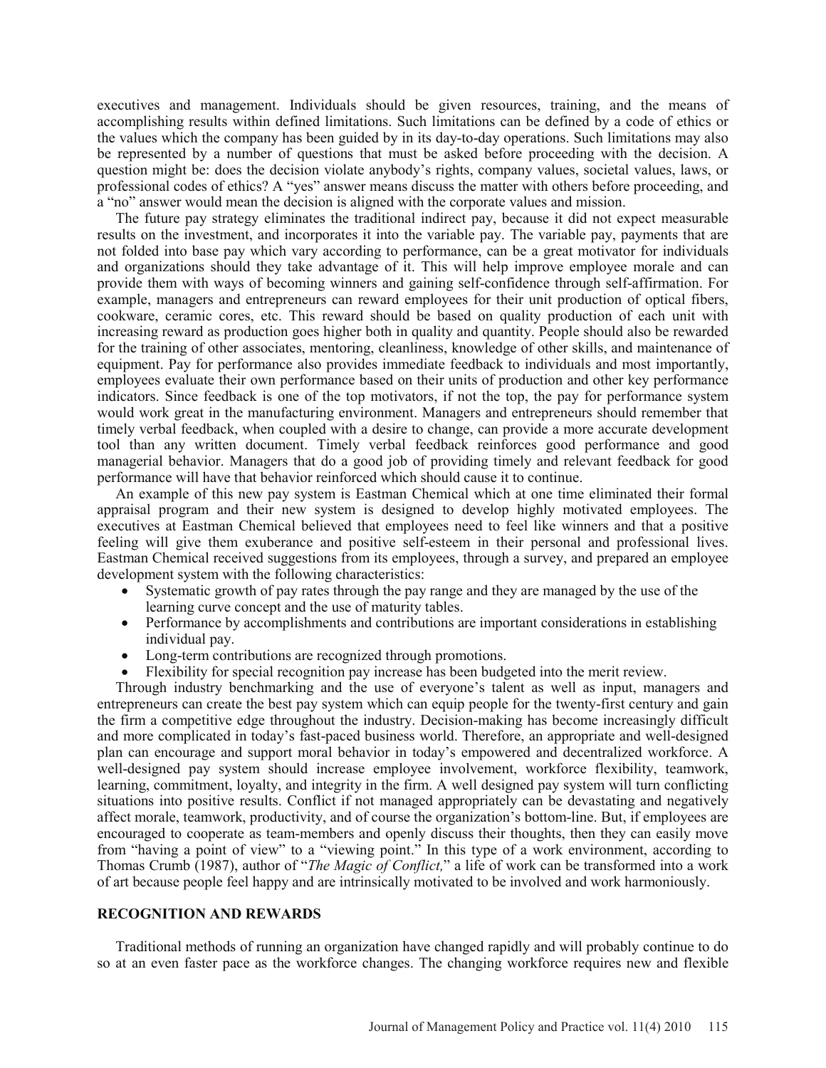executives and management. Individuals should be given resources, training, and the means of accomplishing results within defined limitations. Such limitations can be defined by a code of ethics or the values which the company has been guided by in its day-to-day operations. Such limitations may also be represented by a number of questions that must be asked before proceeding with the decision. A question might be: does the decision violate anybody's rights, company values, societal values, laws, or professional codes of ethics? A "yes" answer means discuss the matter with others before proceeding, and a "no" answer would mean the decision is aligned with the corporate values and mission.

The future pay strategy eliminates the traditional indirect pay, because it did not expect measurable results on the investment, and incorporates it into the variable pay. The variable pay, payments that are not folded into base pay which vary according to performance, can be a great motivator for individuals and organizations should they take advantage of it. This will help improve employee morale and can provide them with ways of becoming winners and gaining self-confidence through self-affirmation. For example, managers and entrepreneurs can reward employees for their unit production of optical fibers, cookware, ceramic cores, etc. This reward should be based on quality production of each unit with increasing reward as production goes higher both in quality and quantity. People should also be rewarded for the training of other associates, mentoring, cleanliness, knowledge of other skills, and maintenance of equipment. Pay for performance also provides immediate feedback to individuals and most importantly, employees evaluate their own performance based on their units of production and other key performance indicators. Since feedback is one of the top motivators, if not the top, the pay for performance system would work great in the manufacturing environment. Managers and entrepreneurs should remember that timely verbal feedback, when coupled with a desire to change, can provide a more accurate development tool than any written document. Timely verbal feedback reinforces good performance and good managerial behavior. Managers that do a good job of providing timely and relevant feedback for good performance will have that behavior reinforced which should cause it to continue.

An example of this new pay system is Eastman Chemical which at one time eliminated their formal appraisal program and their new system is designed to develop highly motivated employees. The executives at Eastman Chemical believed that employees need to feel like winners and that a positive feeling will give them exuberance and positive self-esteem in their personal and professional lives. Eastman Chemical received suggestions from its employees, through a survey, and prepared an employee development system with the following characteristics:

- Systematic growth of pay rates through the pay range and they are managed by the use of the learning curve concept and the use of maturity tables.
- Performance by accomplishments and contributions are important considerations in establishing individual pay.
- Long-term contributions are recognized through promotions.
- Flexibility for special recognition pay increase has been budgeted into the merit review.

Through industry benchmarking and the use of everyone's talent as well as input, managers and entrepreneurs can create the best pay system which can equip people for the twenty-first century and gain the firm a competitive edge throughout the industry. Decision-making has become increasingly difficult and more complicated in today's fast-paced business world. Therefore, an appropriate and well-designed plan can encourage and support moral behavior in today's empowered and decentralized workforce. A well-designed pay system should increase employee involvement, workforce flexibility, teamwork, learning, commitment, loyalty, and integrity in the firm. A well designed pay system will turn conflicting situations into positive results. Conflict if not managed appropriately can be devastating and negatively affect morale, teamwork, productivity, and of course the organization's bottom-line. But, if employees are encouraged to cooperate as team-members and openly discuss their thoughts, then they can easily move from "having a point of view" to a "viewing point." In this type of a work environment, according to Thomas Crumb (1987), author of "*The Magic of Conflict,*" a life of work can be transformed into a work of art because people feel happy and are intrinsically motivated to be involved and work harmoniously.

## RECOGNITION AND REWARDS

Traditional methods of running an organization have changed rapidly and will probably continue to do so at an even faster pace as the workforce changes. The changing workforce requires new and flexible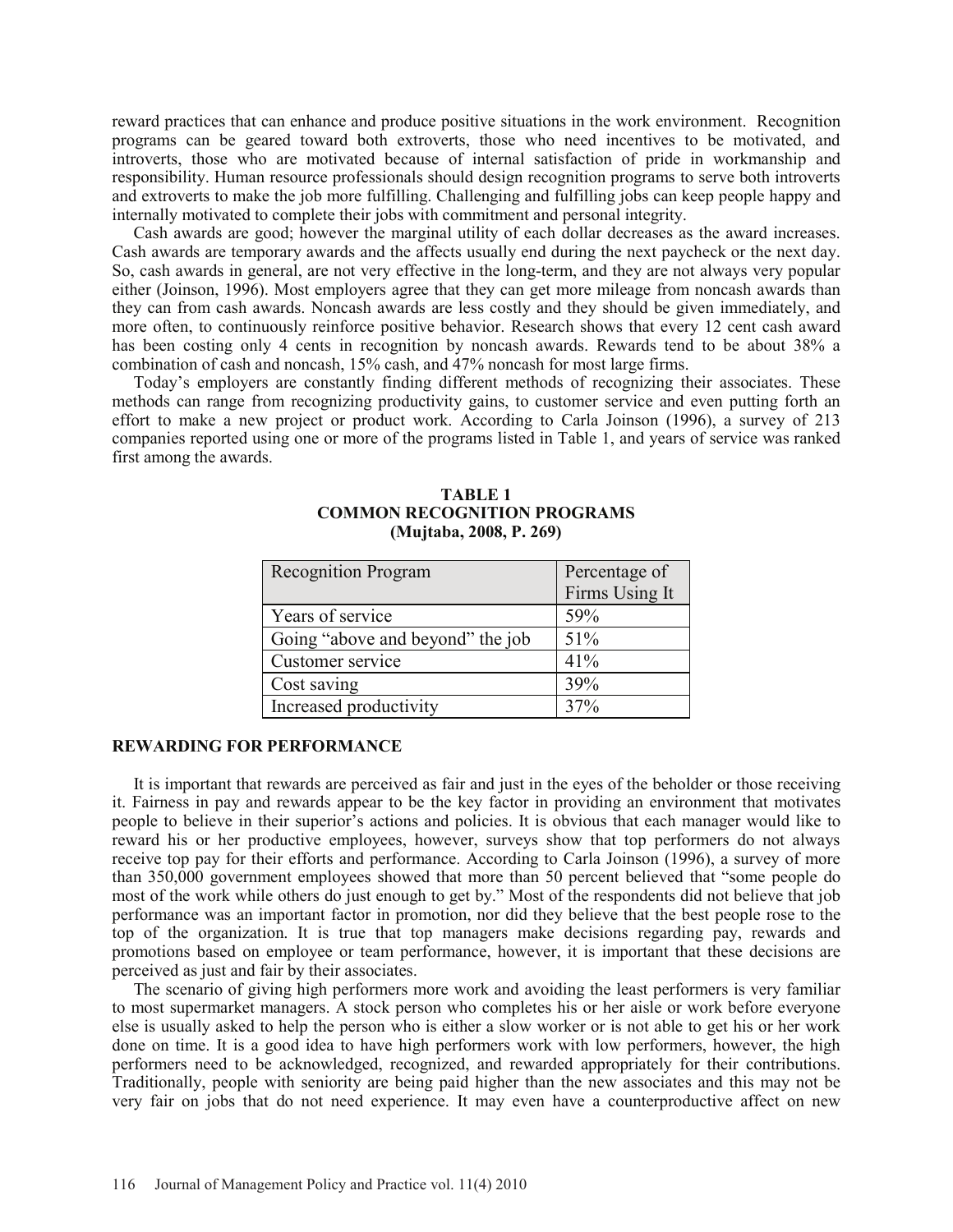reward practices that can enhance and produce positive situations in the work environment. Recognition programs can be geared toward both extroverts, those who need incentives to be motivated, and introverts, those who are motivated because of internal satisfaction of pride in workmanship and responsibility. Human resource professionals should design recognition programs to serve both introverts and extroverts to make the job more fulfilling. Challenging and fulfilling jobs can keep people happy and internally motivated to complete their jobs with commitment and personal integrity.

Cash awards are good; however the marginal utility of each dollar decreases as the award increases. Cash awards are temporary awards and the affects usually end during the next paycheck or the next day. So, cash awards in general, are not very effective in the long-term, and they are not always very popular either (Joinson, 1996). Most employers agree that they can get more mileage from noncash awards than they can from cash awards. Noncash awards are less costly and they should be given immediately, and more often, to continuously reinforce positive behavior. Research shows that every 12 cent cash award has been costing only 4 cents in recognition by noncash awards. Rewards tend to be about 38% a combination of cash and noncash, 15% cash, and 47% noncash for most large firms.

Today's employers are constantly finding different methods of recognizing their associates. These methods can range from recognizing productivity gains, to customer service and even putting forth an effort to make a new project or product work. According to Carla Joinson (1996), a survey of 213 companies reported using one or more of the programs listed in Table 1, and years of service was ranked first among the awards.

**TABLE 1**
**COMMON RECOGNITION PROGRAMS**
**(Mujtaba, 2008, P. 269)**

| Recognition Program | Percentage of Firms Using It |
|---|---|
| Years of service | 59% |
| Going "above and beyond" the job | 51% |
| Customer service | 41% |
| Cost saving | 39% |
| Increased productivity | 37% |

## REWARDING FOR PERFORMANCE

It is important that rewards are perceived as fair and just in the eyes of the beholder or those receiving it. Fairness in pay and rewards appear to be the key factor in providing an environment that motivates people to believe in their superior's actions and policies. It is obvious that each manager would like to reward his or her productive employees, however, surveys show that top performers do not always receive top pay for their efforts and performance. According to Carla Joinson (1996), a survey of more than 350,000 government employees showed that more than 50 percent believed that "some people do most of the work while others do just enough to get by." Most of the respondents did not believe that job performance was an important factor in promotion, nor did they believe that the best people rose to the top of the organization. It is true that top managers make decisions regarding pay, rewards and promotions based on employee or team performance, however, it is important that these decisions are perceived as just and fair by their associates.

The scenario of giving high performers more work and avoiding the least performers is very familiar to most supermarket managers. A stock person who completes his or her aisle or work before everyone else is usually asked to help the person who is either a slow worker or is not able to get his or her work done on time. It is a good idea to have high performers work with low performers, however, the high performers need to be acknowledged, recognized, and rewarded appropriately for their contributions. Traditionally, people with seniority are being paid higher than the new associates and this may not be very fair on jobs that do not need experience. It may even have a counterproductive affect on new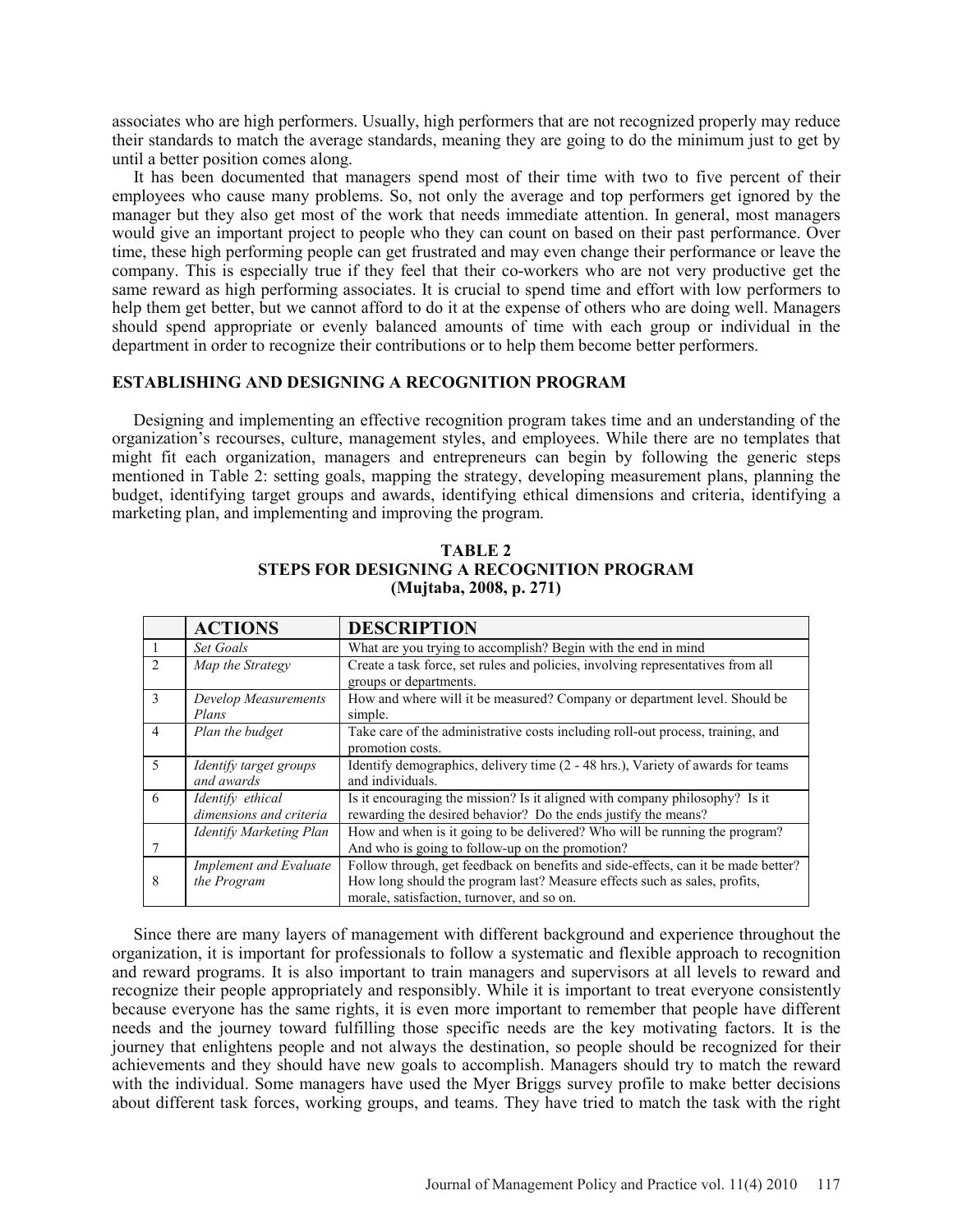associates who are high performers. Usually, high performers that are not recognized properly may reduce their standards to match the average standards, meaning they are going to do the minimum just to get by until a better position comes along.

It has been documented that managers spend most of their time with two to five percent of their employees who cause many problems. So, not only the average and top performers get ignored by the manager but they also get most of the work that needs immediate attention. In general, most managers would give an important project to people who they can count on based on their past performance. Over time, these high performing people can get frustrated and may even change their performance or leave the company. This is especially true if they feel that their co-workers who are not very productive get the same reward as high performing associates. It is crucial to spend time and effort with low performers to help them get better, but we cannot afford to do it at the expense of others who are doing well. Managers should spend appropriate or evenly balanced amounts of time with each group or individual in the department in order to recognize their contributions or to help them become better performers.

## ESTABLISHING AND DESIGNING A RECOGNITION PROGRAM

Designing and implementing an effective recognition program takes time and an understanding of the organization's recourses, culture, management styles, and employees. While there are no templates that might fit each organization, managers and entrepreneurs can begin by following the generic steps mentioned in Table 2: setting goals, mapping the strategy, developing measurement plans, planning the budget, identifying target groups and awards, identifying ethical dimensions and criteria, identifying a marketing plan, and implementing and improving the program.

**TABLE 2**
**STEPS FOR DESIGNING A RECOGNITION PROGRAM**
**(Mujtaba, 2008, p. 271)**

| | ACTIONS | DESCRIPTION |
|---|---|---|
| 1 | *Set Goals* | What are you trying to accomplish? Begin with the end in mind |
| 2 | *Map the Strategy* | Create a task force, set rules and policies, involving representatives from all groups or departments. |
| 3 | *Develop Measurements Plans* | How and where will it be measured? Company or department level. Should be simple. |
| 4 | *Plan the budget* | Take care of the administrative costs including roll-out process, training, and promotion costs. |
| 5 | *Identify target groups and awards* | Identify demographics, delivery time (2 - 48 hrs.), Variety of awards for teams and individuals. |
| 6 | *Identify ethical dimensions and criteria* | Is it encouraging the mission? Is it aligned with company philosophy? Is it rewarding the desired behavior? Do the ends justify the means? |
| 7 | *Identify Marketing Plan* | How and when is it going to be delivered? Who will be running the program? And who is going to follow-up on the promotion? |
| 8 | *Implement and Evaluate the Program* | Follow through, get feedback on benefits and side-effects, can it be made better? How long should the program last? Measure effects such as sales, profits, morale, satisfaction, turnover, and so on. |

Since there are many layers of management with different background and experience throughout the organization, it is important for professionals to follow a systematic and flexible approach to recognition and reward programs. It is also important to train managers and supervisors at all levels to reward and recognize their people appropriately and responsibly. While it is important to treat everyone consistently because everyone has the same rights, it is even more important to remember that people have different needs and the journey toward fulfilling those specific needs are the key motivating factors. It is the journey that enlightens people and not always the destination, so people should be recognized for their achievements and they should have new goals to accomplish. Managers should try to match the reward with the individual. Some managers have used the Myer Briggs survey profile to make better decisions about different task forces, working groups, and teams. They have tried to match the task with the right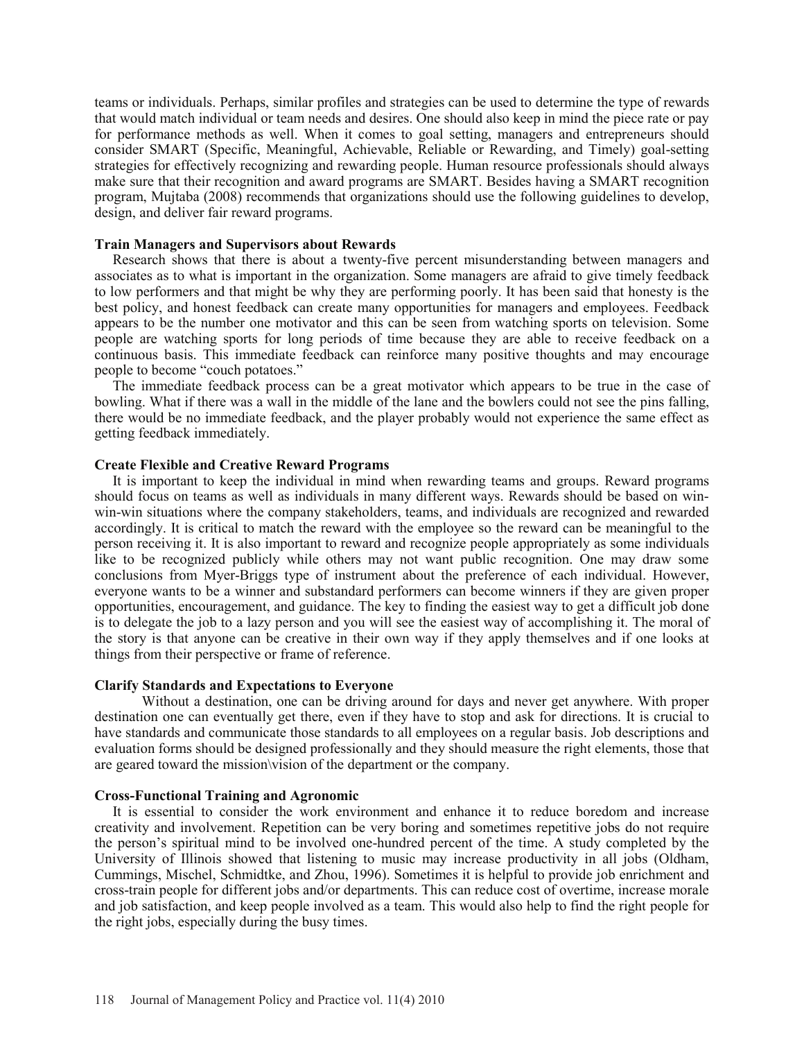teams or individuals. Perhaps, similar profiles and strategies can be used to determine the type of rewards that would match individual or team needs and desires. One should also keep in mind the piece rate or pay for performance methods as well. When it comes to goal setting, managers and entrepreneurs should consider SMART (Specific, Meaningful, Achievable, Reliable or Rewarding, and Timely) goal-setting strategies for effectively recognizing and rewarding people. Human resource professionals should always make sure that their recognition and award programs are SMART. Besides having a SMART recognition program, Mujtaba (2008) recommends that organizations should use the following guidelines to develop, design, and deliver fair reward programs.

### Train Managers and Supervisors about Rewards

Research shows that there is about a twenty-five percent misunderstanding between managers and associates as to what is important in the organization. Some managers are afraid to give timely feedback to low performers and that might be why they are performing poorly. It has been said that honesty is the best policy, and honest feedback can create many opportunities for managers and employees. Feedback appears to be the number one motivator and this can be seen from watching sports on television. Some people are watching sports for long periods of time because they are able to receive feedback on a continuous basis. This immediate feedback can reinforce many positive thoughts and may encourage people to become "couch potatoes."

The immediate feedback process can be a great motivator which appears to be true in the case of bowling. What if there was a wall in the middle of the lane and the bowlers could not see the pins falling, there would be no immediate feedback, and the player probably would not experience the same effect as getting feedback immediately.

### Create Flexible and Creative Reward Programs

It is important to keep the individual in mind when rewarding teams and groups. Reward programs should focus on teams as well as individuals in many different ways. Rewards should be based on win-win-win situations where the company stakeholders, teams, and individuals are recognized and rewarded accordingly. It is critical to match the reward with the employee so the reward can be meaningful to the person receiving it. It is also important to reward and recognize people appropriately as some individuals like to be recognized publicly while others may not want public recognition. One may draw some conclusions from Myer-Briggs type of instrument about the preference of each individual. However, everyone wants to be a winner and substandard performers can become winners if they are given proper opportunities, encouragement, and guidance. The key to finding the easiest way to get a difficult job done is to delegate the job to a lazy person and you will see the easiest way of accomplishing it. The moral of the story is that anyone can be creative in their own way if they apply themselves and if one looks at things from their perspective or frame of reference.

### Clarify Standards and Expectations to Everyone

Without a destination, one can be driving around for days and never get anywhere. With proper destination one can eventually get there, even if they have to stop and ask for directions. It is crucial to have standards and communicate those standards to all employees on a regular basis. Job descriptions and evaluation forms should be designed professionally and they should measure the right elements, those that are geared toward the mission\vision of the department or the company.

### Cross-Functional Training and Agronomic

It is essential to consider the work environment and enhance it to reduce boredom and increase creativity and involvement. Repetition can be very boring and sometimes repetitive jobs do not require the person's spiritual mind to be involved one-hundred percent of the time. A study completed by the University of Illinois showed that listening to music may increase productivity in all jobs (Oldham, Cummings, Mischel, Schmidtke, and Zhou, 1996). Sometimes it is helpful to provide job enrichment and cross-train people for different jobs and/or departments. This can reduce cost of overtime, increase morale and job satisfaction, and keep people involved as a team. This would also help to find the right people for the right jobs, especially during the busy times.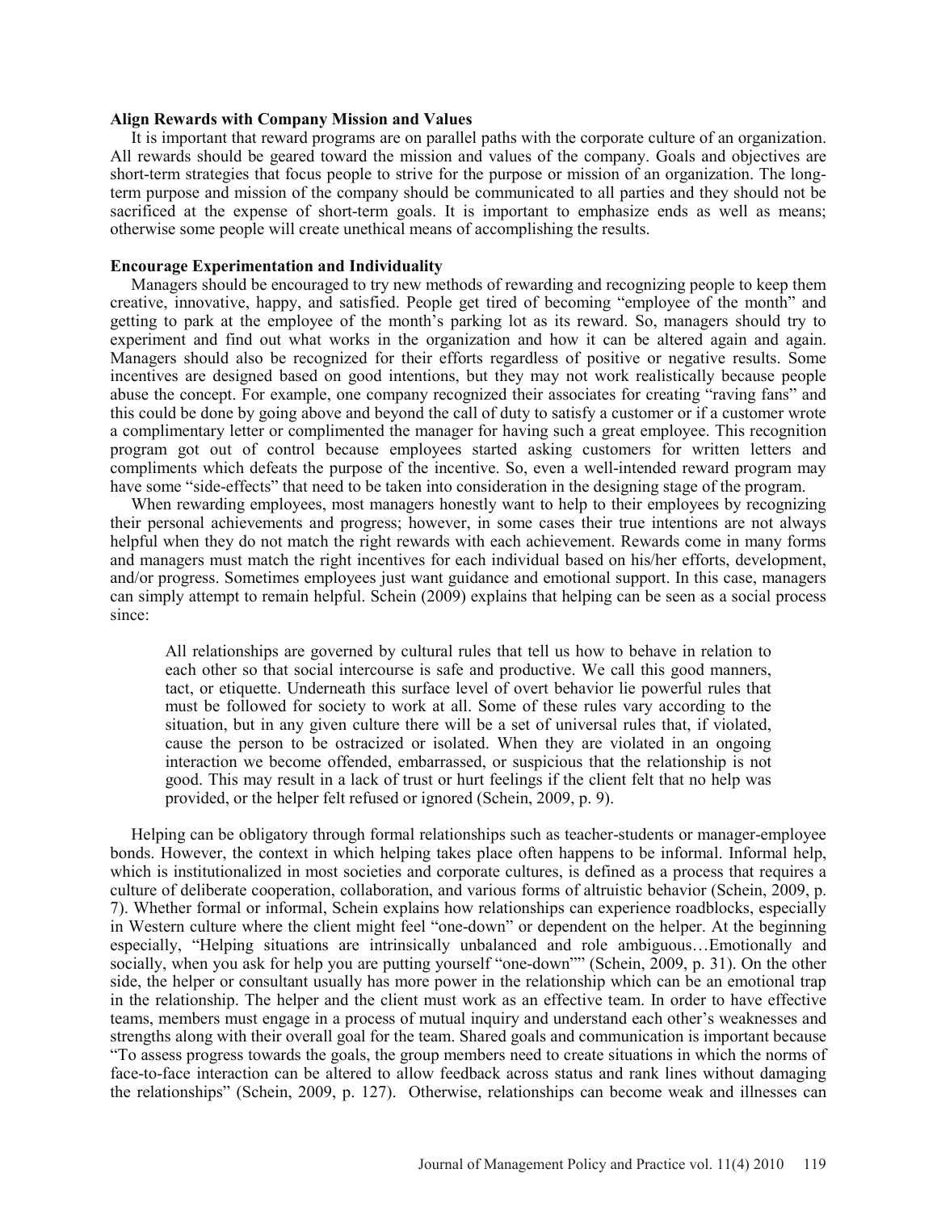### Align Rewards with Company Mission and Values

It is important that reward programs are on parallel paths with the corporate culture of an organization. All rewards should be geared toward the mission and values of the company. Goals and objectives are short-term strategies that focus people to strive for the purpose or mission of an organization. The long-term purpose and mission of the company should be communicated to all parties and they should not be sacrificed at the expense of short-term goals. It is important to emphasize ends as well as means; otherwise some people will create unethical means of accomplishing the results.

### Encourage Experimentation and Individuality

Managers should be encouraged to try new methods of rewarding and recognizing people to keep them creative, innovative, happy, and satisfied. People get tired of becoming "employee of the month" and getting to park at the employee of the month's parking lot as its reward. So, managers should try to experiment and find out what works in the organization and how it can be altered again and again. Managers should also be recognized for their efforts regardless of positive or negative results. Some incentives are designed based on good intentions, but they may not work realistically because people abuse the concept. For example, one company recognized their associates for creating "raving fans" and this could be done by going above and beyond the call of duty to satisfy a customer or if a customer wrote a complimentary letter or complimented the manager for having such a great employee. This recognition program got out of control because employees started asking customers for written letters and compliments which defeats the purpose of the incentive. So, even a well-intended reward program may have some "side-effects" that need to be taken into consideration in the designing stage of the program.

When rewarding employees, most managers honestly want to help to their employees by recognizing their personal achievements and progress; however, in some cases their true intentions are not always helpful when they do not match the right rewards with each achievement. Rewards come in many forms and managers must match the right incentives for each individual based on his/her efforts, development, and/or progress. Sometimes employees just want guidance and emotional support. In this case, managers can simply attempt to remain helpful. Schein (2009) explains that helping can be seen as a social process since:

> All relationships are governed by cultural rules that tell us how to behave in relation to each other so that social intercourse is safe and productive. We call this good manners, tact, or etiquette. Underneath this surface level of overt behavior lie powerful rules that must be followed for society to work at all. Some of these rules vary according to the situation, but in any given culture there will be a set of universal rules that, if violated, cause the person to be ostracized or isolated. When they are violated in an ongoing interaction we become offended, embarrassed, or suspicious that the relationship is not good. This may result in a lack of trust or hurt feelings if the client felt that no help was provided, or the helper felt refused or ignored (Schein, 2009, p. 9).

Helping can be obligatory through formal relationships such as teacher-students or manager-employee bonds. However, the context in which helping takes place often happens to be informal. Informal help, which is institutionalized in most societies and corporate cultures, is defined as a process that requires a culture of deliberate cooperation, collaboration, and various forms of altruistic behavior (Schein, 2009, p. 7). Whether formal or informal, Schein explains how relationships can experience roadblocks, especially in Western culture where the client might feel "one-down" or dependent on the helper. At the beginning especially, "Helping situations are intrinsically unbalanced and role ambiguous…Emotionally and socially, when you ask for help you are putting yourself "one-down"" (Schein, 2009, p. 31). On the other side, the helper or consultant usually has more power in the relationship which can be an emotional trap in the relationship. The helper and the client must work as an effective team. In order to have effective teams, members must engage in a process of mutual inquiry and understand each other's weaknesses and strengths along with their overall goal for the team. Shared goals and communication is important because "To assess progress towards the goals, the group members need to create situations in which the norms of face-to-face interaction can be altered to allow feedback across status and rank lines without damaging the relationships" (Schein, 2009, p. 127). Otherwise, relationships can become weak and illnesses can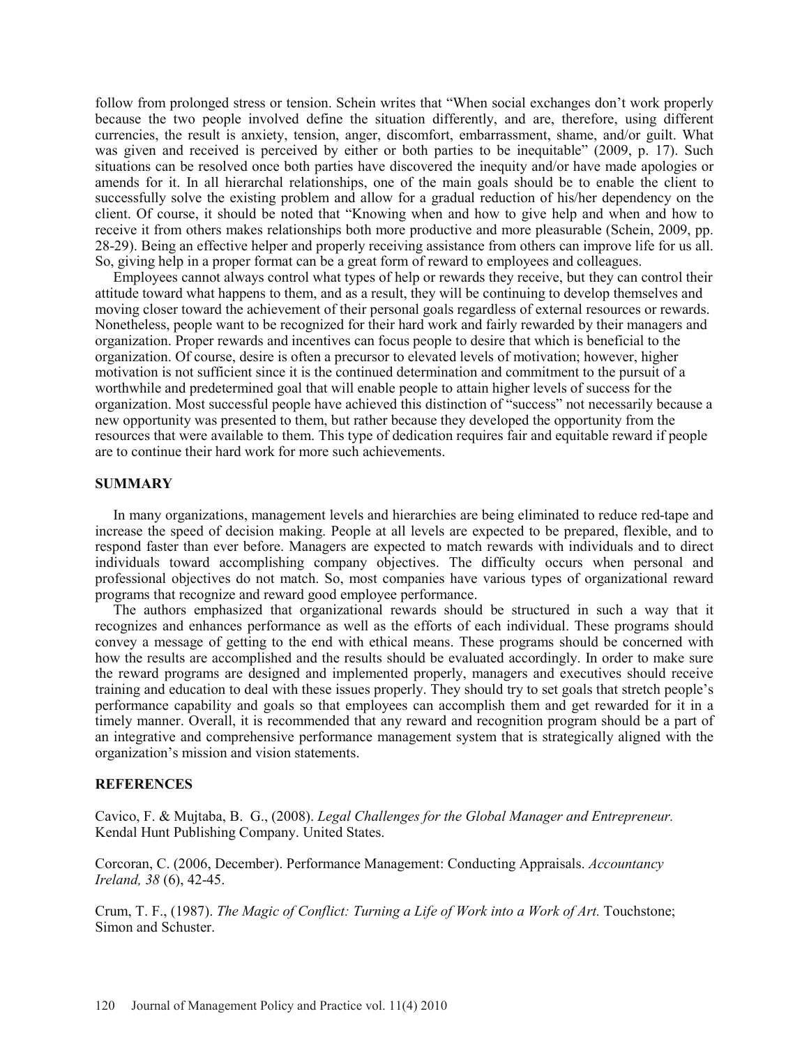follow from prolonged stress or tension. Schein writes that "When social exchanges don't work properly because the two people involved define the situation differently, and are, therefore, using different currencies, the result is anxiety, tension, anger, discomfort, embarrassment, shame, and/or guilt. What was given and received is perceived by either or both parties to be inequitable" (2009, p. 17). Such situations can be resolved once both parties have discovered the inequity and/or have made apologies or amends for it. In all hierarchal relationships, one of the main goals should be to enable the client to successfully solve the existing problem and allow for a gradual reduction of his/her dependency on the client. Of course, it should be noted that "Knowing when and how to give help and when and how to receive it from others makes relationships both more productive and more pleasurable (Schein, 2009, pp. 28-29). Being an effective helper and properly receiving assistance from others can improve life for us all. So, giving help in a proper format can be a great form of reward to employees and colleagues.

Employees cannot always control what types of help or rewards they receive, but they can control their attitude toward what happens to them, and as a result, they will be continuing to develop themselves and moving closer toward the achievement of their personal goals regardless of external resources or rewards. Nonetheless, people want to be recognized for their hard work and fairly rewarded by their managers and organization. Proper rewards and incentives can focus people to desire that which is beneficial to the organization. Of course, desire is often a precursor to elevated levels of motivation; however, higher motivation is not sufficient since it is the continued determination and commitment to the pursuit of a worthwhile and predetermined goal that will enable people to attain higher levels of success for the organization. Most successful people have achieved this distinction of "success" not necessarily because a new opportunity was presented to them, but rather because they developed the opportunity from the resources that were available to them. This type of dedication requires fair and equitable reward if people are to continue their hard work for more such achievements.

## SUMMARY

In many organizations, management levels and hierarchies are being eliminated to reduce red-tape and increase the speed of decision making. People at all levels are expected to be prepared, flexible, and to respond faster than ever before. Managers are expected to match rewards with individuals and to direct individuals toward accomplishing company objectives. The difficulty occurs when personal and professional objectives do not match. So, most companies have various types of organizational reward programs that recognize and reward good employee performance.

The authors emphasized that organizational rewards should be structured in such a way that it recognizes and enhances performance as well as the efforts of each individual. These programs should convey a message of getting to the end with ethical means. These programs should be concerned with how the results are accomplished and the results should be evaluated accordingly. In order to make sure the reward programs are designed and implemented properly, managers and executives should receive training and education to deal with these issues properly. They should try to set goals that stretch people's performance capability and goals so that employees can accomplish them and get rewarded for it in a timely manner. Overall, it is recommended that any reward and recognition program should be a part of an integrative and comprehensive performance management system that is strategically aligned with the organization's mission and vision statements.

## REFERENCES

Cavico, F. & Mujtaba, B. G., (2008). *Legal Challenges for the Global Manager and Entrepreneur.* Kendal Hunt Publishing Company. United States.

Corcoran, C. (2006, December). Performance Management: Conducting Appraisals. *Accountancy Ireland, 38* (6), 42-45.

Crum, T. F., (1987). *The Magic of Conflict: Turning a Life of Work into a Work of Art.* Touchstone; Simon and Schuster.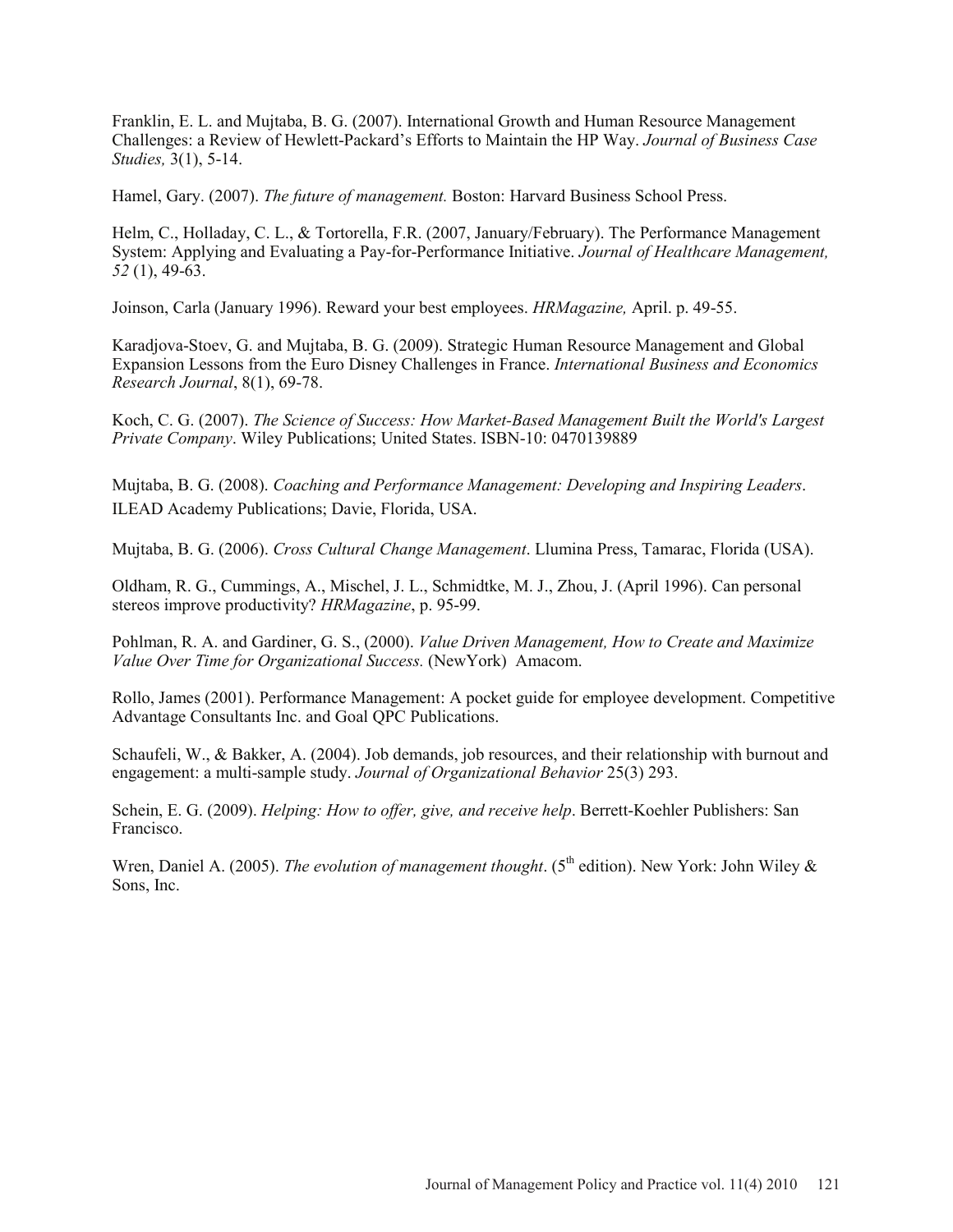Franklin, E. L. and Mujtaba, B. G. (2007). International Growth and Human Resource Management Challenges: a Review of Hewlett-Packard's Efforts to Maintain the HP Way. *Journal of Business Case Studies,* 3(1), 5-14.

Hamel, Gary. (2007). *The future of management.* Boston: Harvard Business School Press.

Helm, C., Holladay, C. L., & Tortorella, F.R. (2007, January/February). The Performance Management System: Applying and Evaluating a Pay-for-Performance Initiative. *Journal of Healthcare Management, 52* (1), 49-63.

Joinson, Carla (January 1996). Reward your best employees. *HRMagazine,* April. p. 49-55.

Karadjova-Stoev, G. and Mujtaba, B. G. (2009). Strategic Human Resource Management and Global Expansion Lessons from the Euro Disney Challenges in France. *International Business and Economics Research Journal*, 8(1), 69-78.

Koch, C. G. (2007). *The Science of Success: How Market-Based Management Built the World's Largest Private Company*. Wiley Publications; United States. ISBN-10: 0470139889

Mujtaba, B. G. (2008). *Coaching and Performance Management: Developing and Inspiring Leaders*. ILEAD Academy Publications; Davie, Florida, USA.

Mujtaba, B. G. (2006). *Cross Cultural Change Management*. Llumina Press, Tamarac, Florida (USA).

Oldham, R. G., Cummings, A., Mischel, J. L., Schmidtke, M. J., Zhou, J. (April 1996). Can personal stereos improve productivity? *HRMagazine*, p. 95-99.

Pohlman, R. A. and Gardiner, G. S., (2000). *Value Driven Management, How to Create and Maximize Value Over Time for Organizational Success.* (NewYork) Amacom.

Rollo, James (2001). Performance Management: A pocket guide for employee development. Competitive Advantage Consultants Inc. and Goal QPC Publications.

Schaufeli, W., & Bakker, A. (2004). Job demands, job resources, and their relationship with burnout and engagement: a multi-sample study. *Journal of Organizational Behavior* 25(3) 293.

Schein, E. G. (2009). *Helping: How to offer, give, and receive help*. Berrett-Koehler Publishers: San Francisco.

Wren, Daniel A. (2005). *The evolution of management thought*. (5th edition). New York: John Wiley & Sons, Inc.